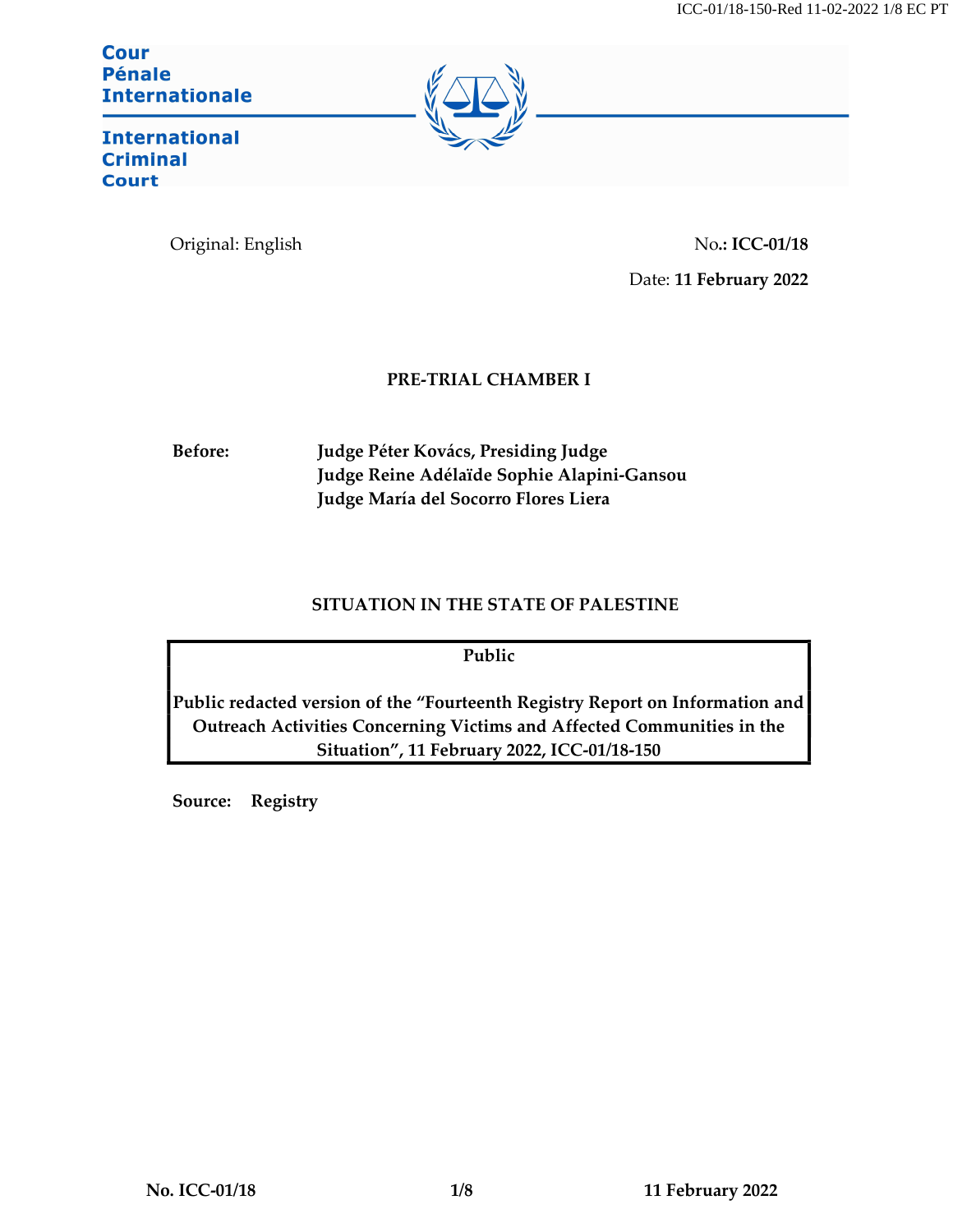Cour Pénale Internationale

International Criminal Court

Original: English

No.: **ICC-01/18**

Date: **11 February 2022**

**PRE-TRIAL CHAMBER I**

**Before:** **Judge Péter Kovács, Presiding Judge**
**Judge Reine Adélaïde Sophie Alapini-Gansou**
**Judge María del Socorro Flores Liera**

**SITUATION IN THE STATE OF PALESTINE**

**Public**

**Public redacted version of the "Fourteenth Registry Report on Information and Outreach Activities Concerning Victims and Affected Communities in the Situation", 11 February 2022, ICC-01/18-150**

**Source:** **Registry**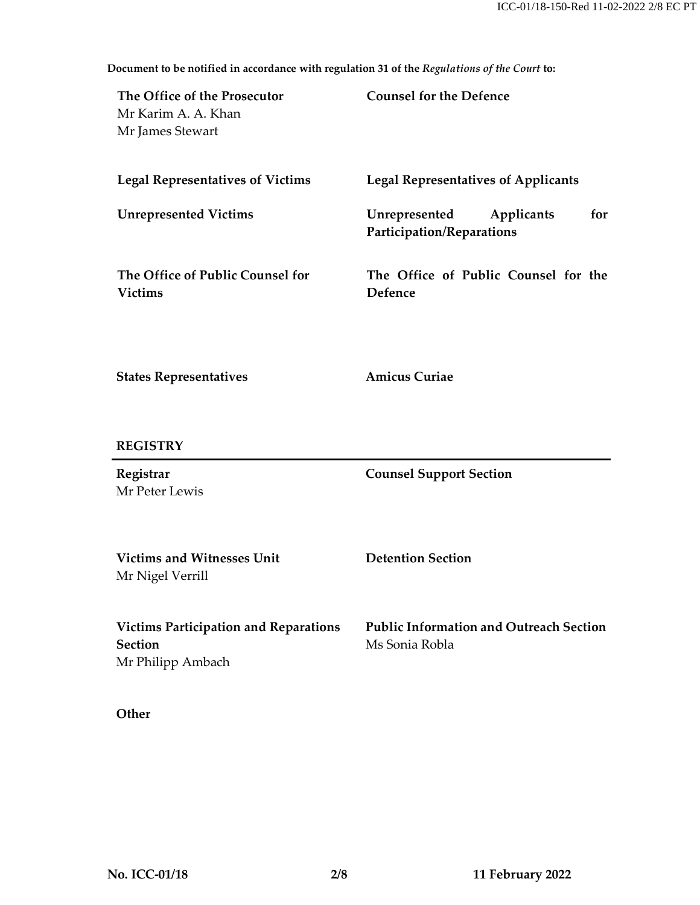**Document to be notified in accordance with regulation 31 of the *Regulations of the Court* to:**

**The Office of the Prosecutor**
Mr Karim A. A. Khan
Mr James Stewart

**Counsel for the Defence**

**Legal Representatives of Victims**

**Legal Representatives of Applicants**

**Unrepresented Victims**

**Unrepresented Applicants for Participation/Reparations**

**The Office of Public Counsel for Victims**

**The Office of Public Counsel for the Defence**

**States Representatives**

**Amicus Curiae**

**REGISTRY**

---

**Registrar**
Mr Peter Lewis

**Counsel Support Section**

**Victims and Witnesses Unit**
Mr Nigel Verrill

**Detention Section**

**Victims Participation and Reparations Section**
Mr Philipp Ambach

**Public Information and Outreach Section**
Ms Sonia Robla

**Other**

**No. ICC-01/18** **11 February 2022**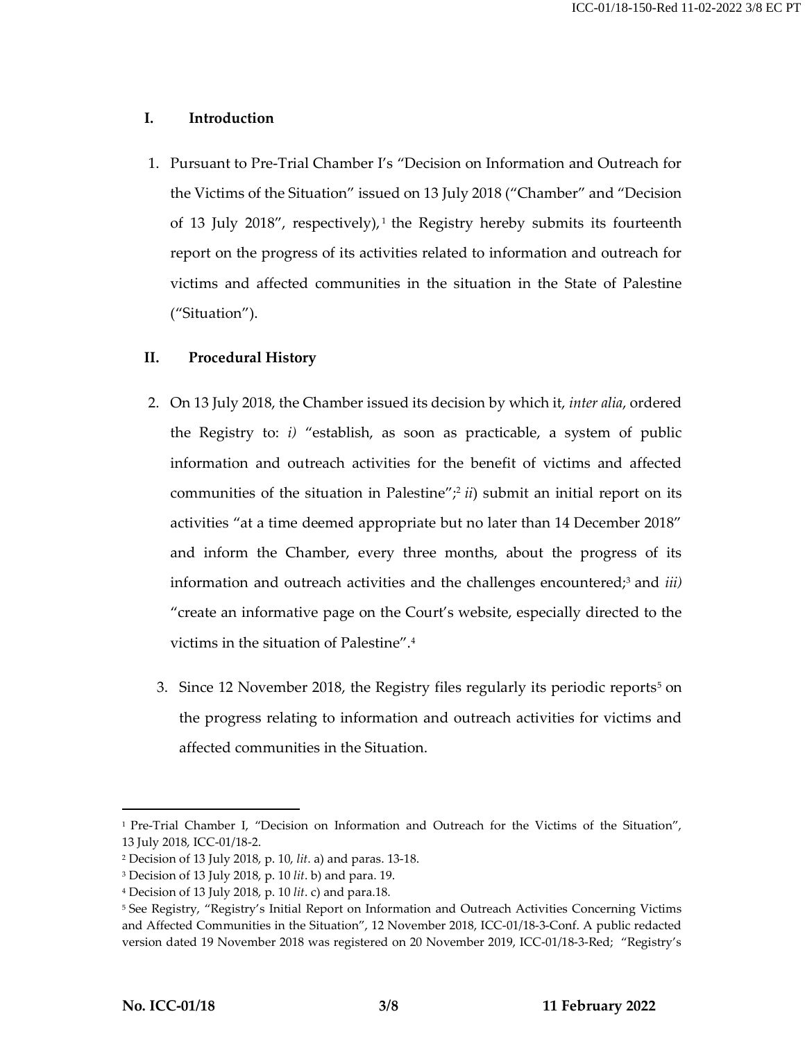## I. Introduction

1. Pursuant to Pre-Trial Chamber I's "Decision on Information and Outreach for the Victims of the Situation" issued on 13 July 2018 ("Chamber" and "Decision of 13 July 2018", respectively),[1] the Registry hereby submits its fourteenth report on the progress of its activities related to information and outreach for victims and affected communities in the situation in the State of Palestine ("Situation").

## II. Procedural History

2. On 13 July 2018, the Chamber issued its decision by which it, *inter alia*, ordered the Registry to: *i)* "establish, as soon as practicable, a system of public information and outreach activities for the benefit of victims and affected communities of the situation in Palestine";[2] *ii*) submit an initial report on its activities "at a time deemed appropriate but no later than 14 December 2018" and inform the Chamber, every three months, about the progress of its information and outreach activities and the challenges encountered;[3] and *iii)* "create an informative page on the Court's website, especially directed to the victims in the situation of Palestine".[4]

3. Since 12 November 2018, the Registry files regularly its periodic reports[5] on the progress relating to information and outreach activities for victims and affected communities in the Situation.

---

[1] Pre-Trial Chamber I, "Decision on Information and Outreach for the Victims of the Situation", 13 July 2018, ICC-01/18-2.

[2] Decision of 13 July 2018, p. 10, *lit*. a) and paras. 13-18.

[3] Decision of 13 July 2018, p. 10 *lit*. b) and para. 19.

[4] Decision of 13 July 2018, p. 10 *lit*. c) and para.18.

[5] See Registry, "Registry's Initial Report on Information and Outreach Activities Concerning Victims and Affected Communities in the Situation", 12 November 2018, ICC-01/18-3-Conf. A public redacted version dated 19 November 2018 was registered on 20 November 2019, ICC-01/18-3-Red; "Registry's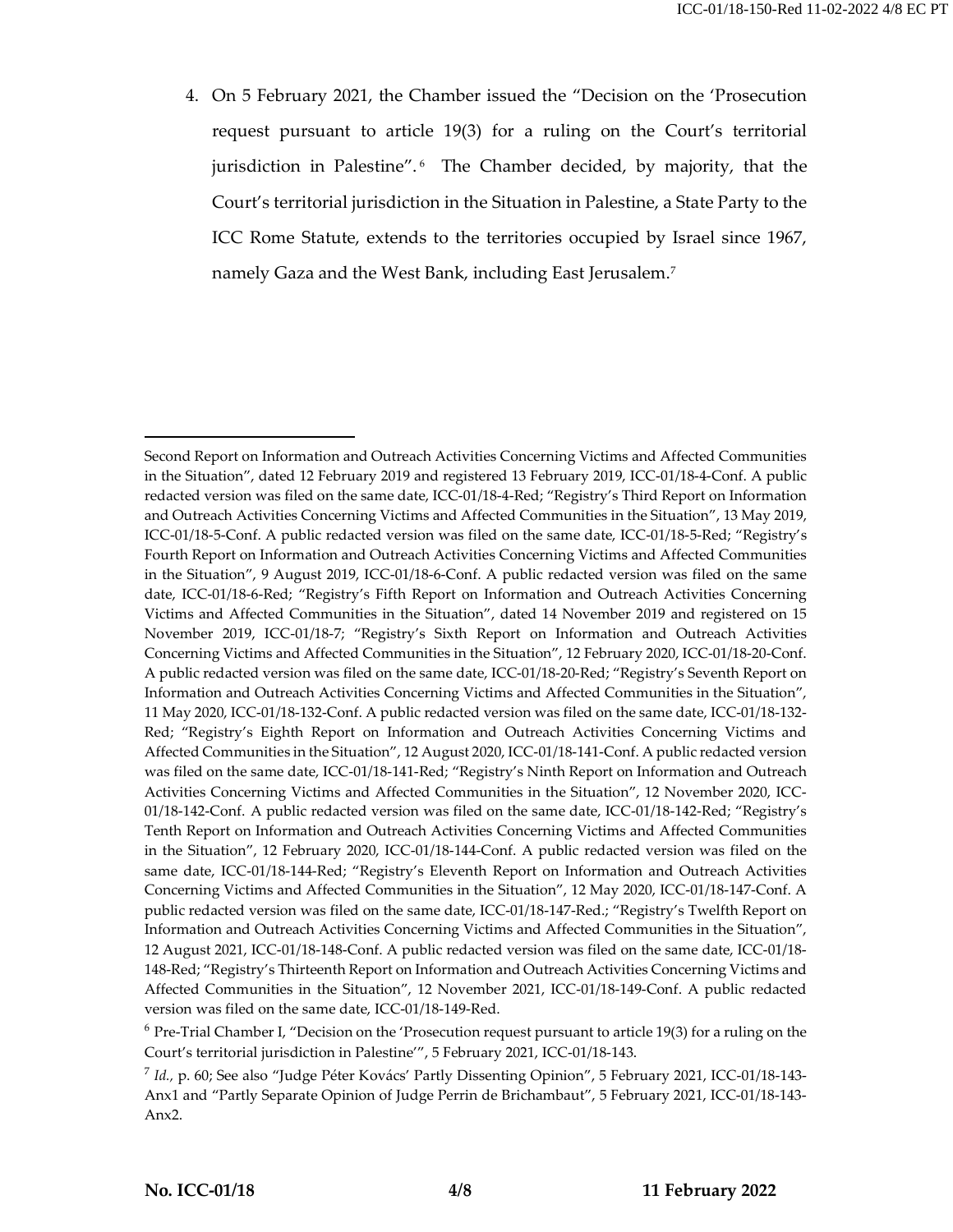4. On 5 February 2021, the Chamber issued the "Decision on the 'Prosecution request pursuant to article 19(3) for a ruling on the Court's territorial jurisdiction in Palestine".[6] The Chamber decided, by majority, that the Court's territorial jurisdiction in the Situation in Palestine, a State Party to the ICC Rome Statute, extends to the territories occupied by Israel since 1967, namely Gaza and the West Bank, including East Jerusalem.[7]

---

Second Report on Information and Outreach Activities Concerning Victims and Affected Communities in the Situation", dated 12 February 2019 and registered 13 February 2019, ICC-01/18-4-Conf. A public redacted version was filed on the same date, ICC-01/18-4-Red; "Registry's Third Report on Information and Outreach Activities Concerning Victims and Affected Communities in the Situation", 13 May 2019, ICC-01/18-5-Conf. A public redacted version was filed on the same date, ICC-01/18-5-Red; "Registry's Fourth Report on Information and Outreach Activities Concerning Victims and Affected Communities in the Situation", 9 August 2019, ICC-01/18-6-Conf. A public redacted version was filed on the same date, ICC-01/18-6-Red; "Registry's Fifth Report on Information and Outreach Activities Concerning Victims and Affected Communities in the Situation", dated 14 November 2019 and registered on 15 November 2019, ICC-01/18-7; "Registry's Sixth Report on Information and Outreach Activities Concerning Victims and Affected Communities in the Situation", 12 February 2020, ICC-01/18-20-Conf. A public redacted version was filed on the same date, ICC-01/18-20-Red; "Registry's Seventh Report on Information and Outreach Activities Concerning Victims and Affected Communities in the Situation", 11 May 2020, ICC-01/18-132-Conf. A public redacted version was filed on the same date, ICC-01/18-132-Red; "Registry's Eighth Report on Information and Outreach Activities Concerning Victims and Affected Communities in the Situation", 12 August 2020, ICC-01/18-141-Conf. A public redacted version was filed on the same date, ICC-01/18-141-Red; "Registry's Ninth Report on Information and Outreach Activities Concerning Victims and Affected Communities in the Situation", 12 November 2020, ICC-01/18-142-Conf. A public redacted version was filed on the same date, ICC-01/18-142-Red; "Registry's Tenth Report on Information and Outreach Activities Concerning Victims and Affected Communities in the Situation", 12 February 2020, ICC-01/18-144-Conf. A public redacted version was filed on the same date, ICC-01/18-144-Red; "Registry's Eleventh Report on Information and Outreach Activities Concerning Victims and Affected Communities in the Situation", 12 May 2020, ICC-01/18-147-Conf. A public redacted version was filed on the same date, ICC-01/18-147-Red.; "Registry's Twelfth Report on Information and Outreach Activities Concerning Victims and Affected Communities in the Situation", 12 August 2021, ICC-01/18-148-Conf. A public redacted version was filed on the same date, ICC-01/18-148-Red; "Registry's Thirteenth Report on Information and Outreach Activities Concerning Victims and Affected Communities in the Situation", 12 November 2021, ICC-01/18-149-Conf. A public redacted version was filed on the same date, ICC-01/18-149-Red.

[6] Pre-Trial Chamber I, "Decision on the 'Prosecution request pursuant to article 19(3) for a ruling on the Court's territorial jurisdiction in Palestine'", 5 February 2021, ICC-01/18-143.

[7] *Id.*, p. 60; See also "Judge Péter Kovács' Partly Dissenting Opinion", 5 February 2021, ICC-01/18-143-Anx1 and "Partly Separate Opinion of Judge Perrin de Brichambaut", 5 February 2021, ICC-01/18-143-Anx2.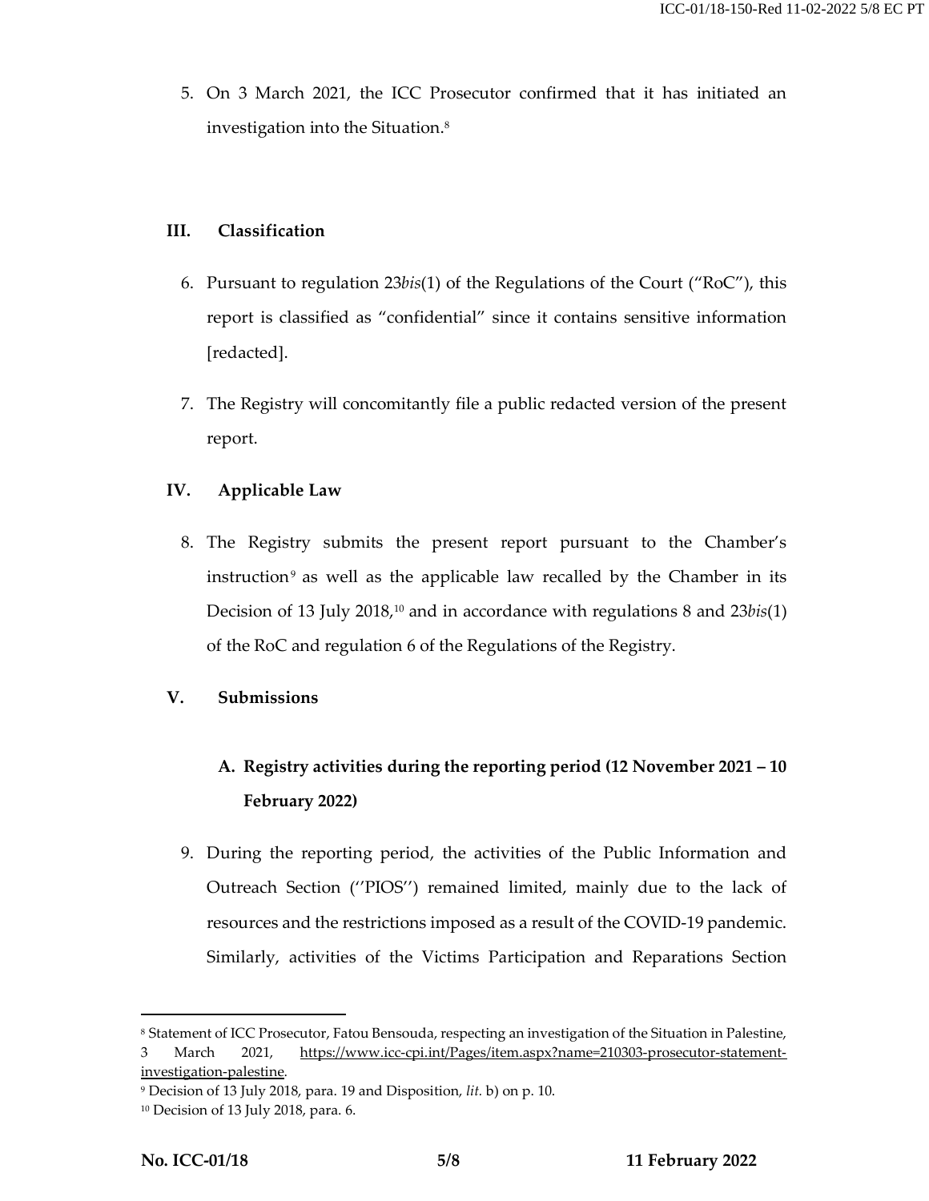5. On 3 March 2021, the ICC Prosecutor confirmed that it has initiated an investigation into the Situation.[8]

## III. Classification

6. Pursuant to regulation 23*bis*(1) of the Regulations of the Court ("RoC"), this report is classified as "confidential" since it contains sensitive information [redacted].

7. The Registry will concomitantly file a public redacted version of the present report.

## IV. Applicable Law

8. The Registry submits the present report pursuant to the Chamber's instruction[9] as well as the applicable law recalled by the Chamber in its Decision of 13 July 2018,[10] and in accordance with regulations 8 and 23*bis*(1) of the RoC and regulation 6 of the Regulations of the Registry.

## V. Submissions

### A. Registry activities during the reporting period (12 November 2021 – 10 February 2022)

9. During the reporting period, the activities of the Public Information and Outreach Section (''PIOS'') remained limited, mainly due to the lack of resources and the restrictions imposed as a result of the COVID-19 pandemic. Similarly, activities of the Victims Participation and Reparations Section

---

[8] Statement of ICC Prosecutor, Fatou Bensouda, respecting an investigation of the Situation in Palestine, 3 March 2021, https://www.icc-cpi.int/Pages/item.aspx?name=210303-prosecutor-statement-investigation-palestine.

[9] Decision of 13 July 2018, para. 19 and Disposition, *lit.* b) on p. 10.

[10] Decision of 13 July 2018, para. 6.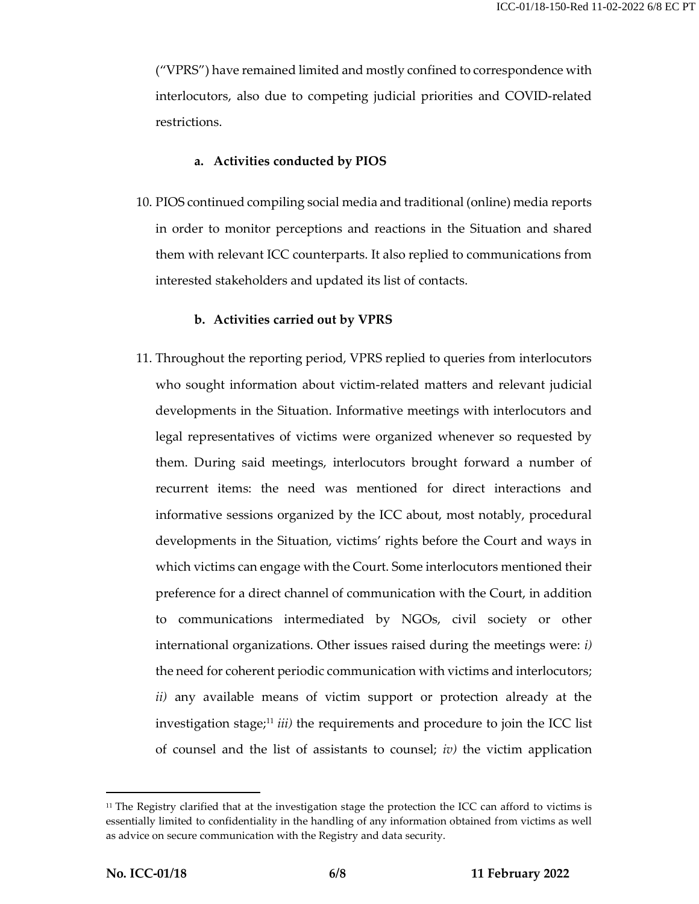("VPRS") have remained limited and mostly confined to correspondence with interlocutors, also due to competing judicial priorities and COVID-related restrictions.

**a. Activities conducted by PIOS**

10. PIOS continued compiling social media and traditional (online) media reports in order to monitor perceptions and reactions in the Situation and shared them with relevant ICC counterparts. It also replied to communications from interested stakeholders and updated its list of contacts.

**b. Activities carried out by VPRS**

11. Throughout the reporting period, VPRS replied to queries from interlocutors who sought information about victim-related matters and relevant judicial developments in the Situation. Informative meetings with interlocutors and legal representatives of victims were organized whenever so requested by them. During said meetings, interlocutors brought forward a number of recurrent items: the need was mentioned for direct interactions and informative sessions organized by the ICC about, most notably, procedural developments in the Situation, victims' rights before the Court and ways in which victims can engage with the Court. Some interlocutors mentioned their preference for a direct channel of communication with the Court, in addition to communications intermediated by NGOs, civil society or other international organizations. Other issues raised during the meetings were: *i)* the need for coherent periodic communication with victims and interlocutors; *ii)* any available means of victim support or protection already at the investigation stage;[11] *iii)* the requirements and procedure to join the ICC list of counsel and the list of assistants to counsel; *iv)* the victim application

[11] The Registry clarified that at the investigation stage the protection the ICC can afford to victims is essentially limited to confidentiality in the handling of any information obtained from victims as well as advice on secure communication with the Registry and data security.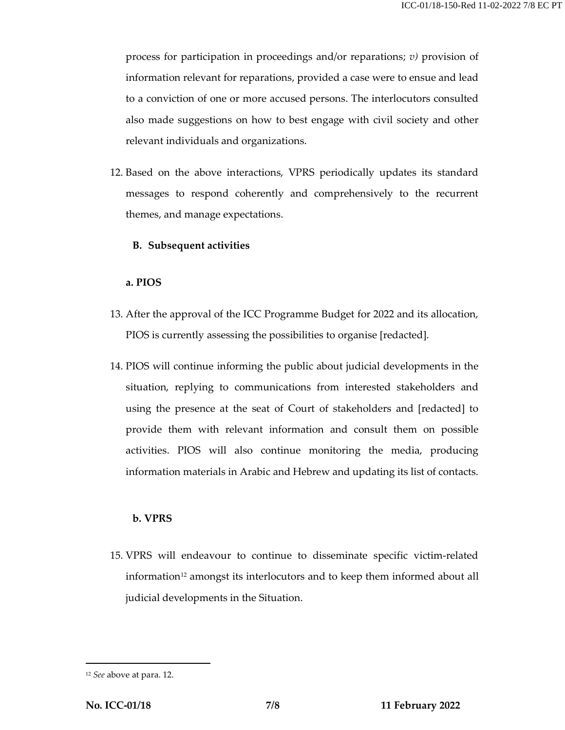process for participation in proceedings and/or reparations; *v)* provision of information relevant for reparations, provided a case were to ensue and lead to a conviction of one or more accused persons. The interlocutors consulted also made suggestions on how to best engage with civil society and other relevant individuals and organizations.

12. Based on the above interactions, VPRS periodically updates its standard messages to respond coherently and comprehensively to the recurrent themes, and manage expectations.

### B. Subsequent activities

#### a. PIOS

13. After the approval of the ICC Programme Budget for 2022 and its allocation, PIOS is currently assessing the possibilities to organise [redacted].

14. PIOS will continue informing the public about judicial developments in the situation, replying to communications from interested stakeholders and using the presence at the seat of Court of stakeholders and [redacted] to provide them with relevant information and consult them on possible activities. PIOS will also continue monitoring the media, producing information materials in Arabic and Hebrew and updating its list of contacts.

#### b. VPRS

15. VPRS will endeavour to continue to disseminate specific victim-related information[12] amongst its interlocutors and to keep them informed about all judicial developments in the Situation.

---

[12] *See* above at para. 12.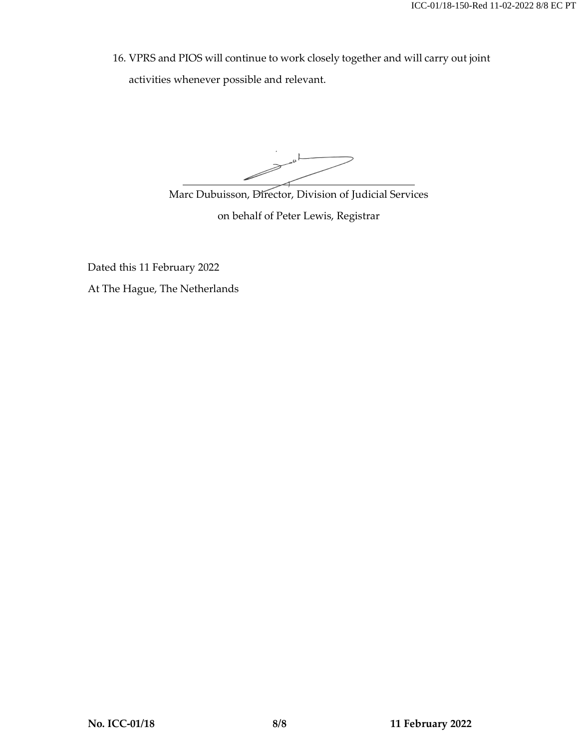16. VPRS and PIOS will continue to work closely together and will carry out joint activities whenever possible and relevant.

Marc Dubuisson, Director, Division of Judicial Services

on behalf of Peter Lewis, Registrar

Dated this 11 February 2022

At The Hague, The Netherlands